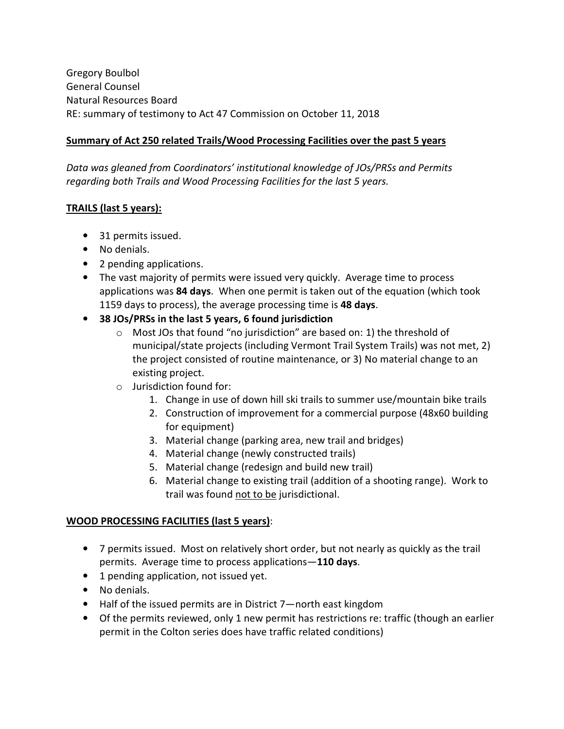Gregory Boulbol
General Counsel
Natural Resources Board
RE: summary of testimony to Act 47 Commission on October 11, 2018

**Summary of Act 250 related Trails/Wood Processing Facilities over the past 5 years**

*Data was gleaned from Coordinators' institutional knowledge of JOs/PRSs and Permits regarding both Trails and Wood Processing Facilities for the last 5 years.*

**TRAILS (last 5 years):**

- 31 permits issued.
- No denials.
- 2 pending applications.
- The vast majority of permits were issued very quickly. Average time to process applications was **84 days**. When one permit is taken out of the equation (which took 1159 days to process), the average processing time is **48 days**.
- **38 JOs/PRSs in the last 5 years, 6 found jurisdiction**
  - Most JOs that found "no jurisdiction" are based on: 1) the threshold of municipal/state projects (including Vermont Trail System Trails) was not met, 2) the project consisted of routine maintenance, or 3) No material change to an existing project.
  - Jurisdiction found for:
    1. Change in use of down hill ski trails to summer use/mountain bike trails
    2. Construction of improvement for a commercial purpose (48x60 building for equipment)
    3. Material change (parking area, new trail and bridges)
    4. Material change (newly constructed trails)
    5. Material change (redesign and build new trail)
    6. Material change to existing trail (addition of a shooting range). Work to trail was found <u>not to be</u> jurisdictional.

**WOOD PROCESSING FACILITIES (last 5 years)**:

- 7 permits issued. Most on relatively short order, but not nearly as quickly as the trail permits. Average time to process applications—**110 days**.
- 1 pending application, not issued yet.
- No denials.
- Half of the issued permits are in District 7—north east kingdom
- Of the permits reviewed, only 1 new permit has restrictions re: traffic (though an earlier permit in the Colton series does have traffic related conditions)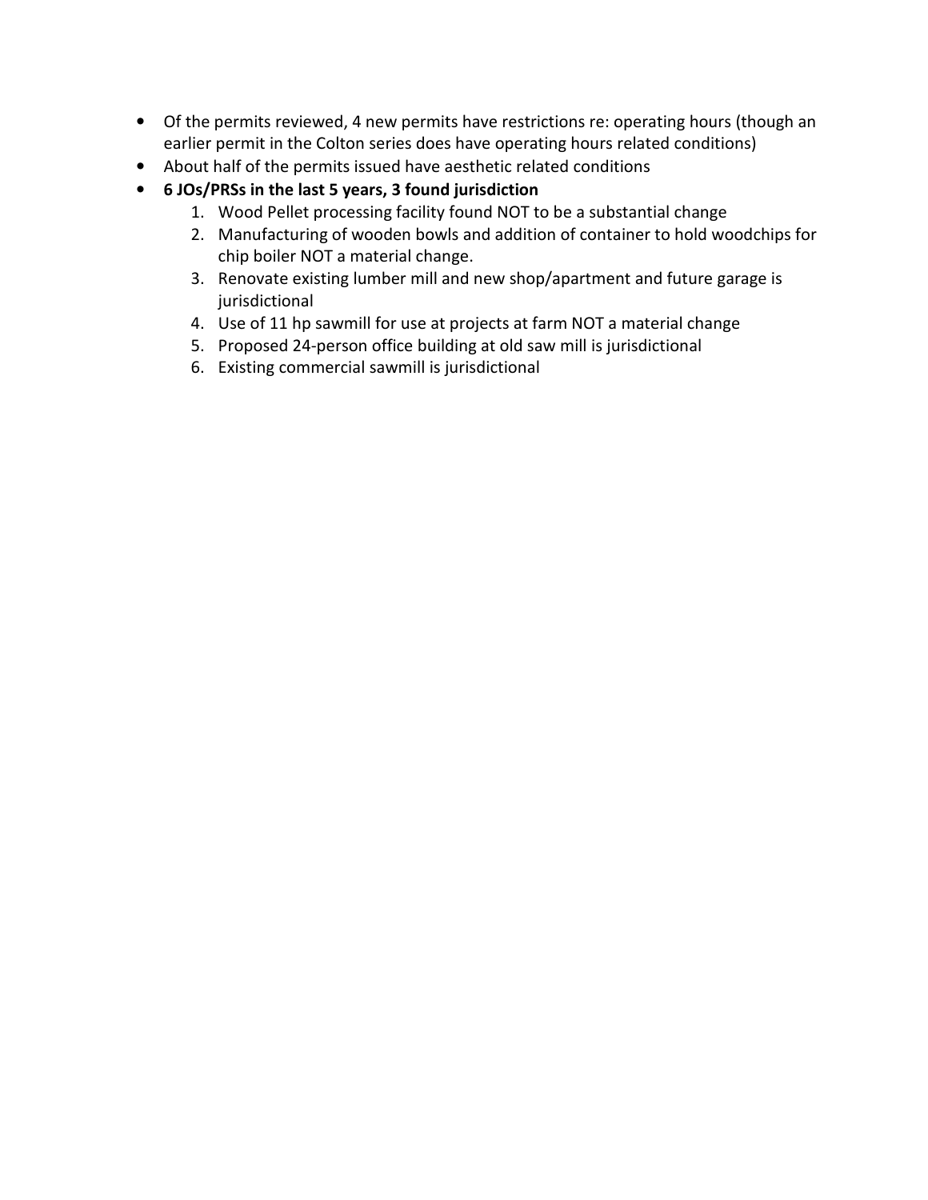- Of the permits reviewed, 4 new permits have restrictions re: operating hours (though an earlier permit in the Colton series does have operating hours related conditions)
- About half of the permits issued have aesthetic related conditions
- **6 JOs/PRSs in the last 5 years, 3 found jurisdiction**
    1. Wood Pellet processing facility found NOT to be a substantial change
    2. Manufacturing of wooden bowls and addition of container to hold woodchips for chip boiler NOT a material change.
    3. Renovate existing lumber mill and new shop/apartment and future garage is jurisdictional
    4. Use of 11 hp sawmill for use at projects at farm NOT a material change
    5. Proposed 24-person office building at old saw mill is jurisdictional
    6. Existing commercial sawmill is jurisdictional